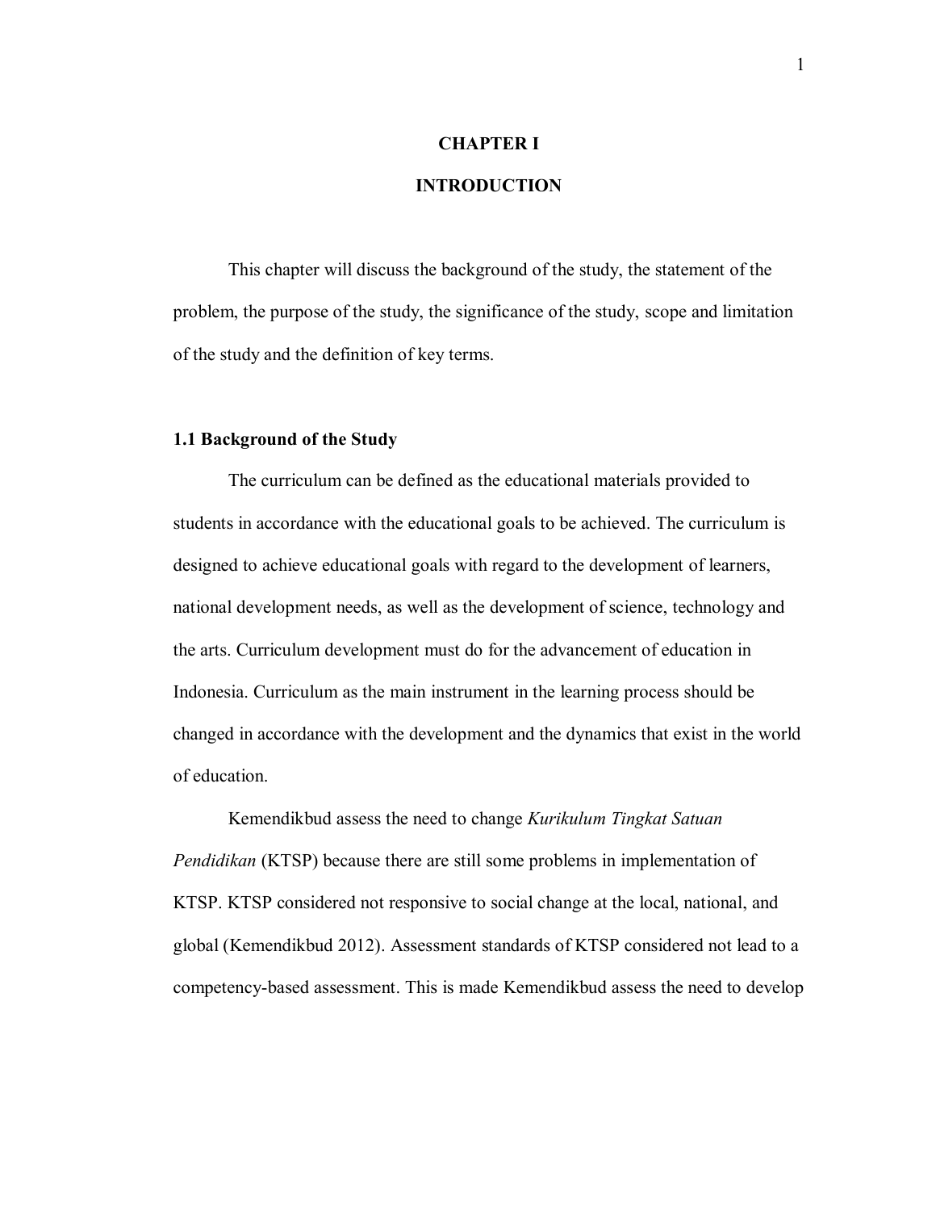# CHAPTER I

# INTRODUCTION

This chapter will discuss the background of the study, the statement of the problem, the purpose of the study, the significance of the study, scope and limitation of the study and the definition of key terms.

## 1.1 Background of the Study

The curriculum can be defined as the educational materials provided to students in accordance with the educational goals to be achieved. The curriculum is designed to achieve educational goals with regard to the development of learners, national development needs, as well as the development of science, technology and the arts. Curriculum development must do for the advancement of education in Indonesia. Curriculum as the main instrument in the learning process should be changed in accordance with the development and the dynamics that exist in the world of education.

Kemendikbud assess the need to change *Kurikulum Tingkat Satuan Pendidikan* (KTSP) because there are still some problems in implementation of KTSP. KTSP considered not responsive to social change at the local, national, and global (Kemendikbud 2012). Assessment standards of KTSP considered not lead to a competency-based assessment. This is made Kemendikbud assess the need to develop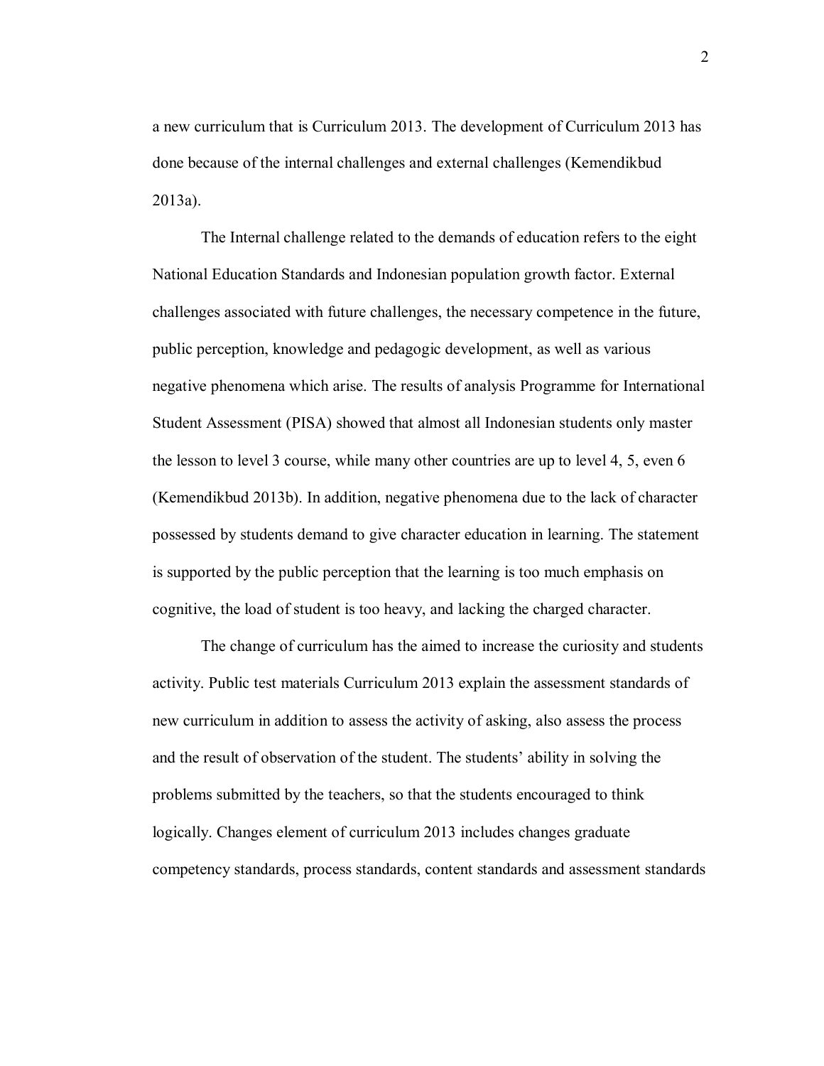a new curriculum that is Curriculum 2013. The development of Curriculum 2013 has done because of the internal challenges and external challenges (Kemendikbud 2013a).

The Internal challenge related to the demands of education refers to the eight National Education Standards and Indonesian population growth factor. External challenges associated with future challenges, the necessary competence in the future, public perception, knowledge and pedagogic development, as well as various negative phenomena which arise. The results of analysis Programme for International Student Assessment (PISA) showed that almost all Indonesian students only master the lesson to level 3 course, while many other countries are up to level 4, 5, even 6 (Kemendikbud 2013b). In addition, negative phenomena due to the lack of character possessed by students demand to give character education in learning. The statement is supported by the public perception that the learning is too much emphasis on cognitive, the load of student is too heavy, and lacking the charged character.

The change of curriculum has the aimed to increase the curiosity and students activity. Public test materials Curriculum 2013 explain the assessment standards of new curriculum in addition to assess the activity of asking, also assess the process and the result of observation of the student. The students' ability in solving the problems submitted by the teachers, so that the students encouraged to think logically. Changes element of curriculum 2013 includes changes graduate competency standards, process standards, content standards and assessment standards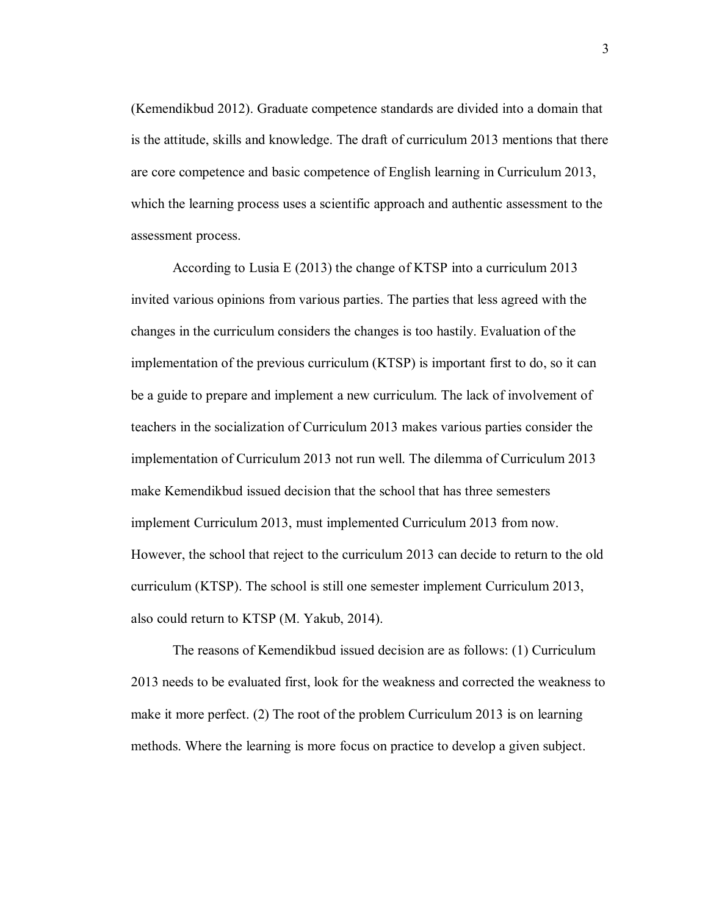(Kemendikbud 2012). Graduate competence standards are divided into a domain that is the attitude, skills and knowledge. The draft of curriculum 2013 mentions that there are core competence and basic competence of English learning in Curriculum 2013, which the learning process uses a scientific approach and authentic assessment to the assessment process.

According to Lusia E (2013) the change of KTSP into a curriculum 2013 invited various opinions from various parties. The parties that less agreed with the changes in the curriculum considers the changes is too hastily. Evaluation of the implementation of the previous curriculum (KTSP) is important first to do, so it can be a guide to prepare and implement a new curriculum. The lack of involvement of teachers in the socialization of Curriculum 2013 makes various parties consider the implementation of Curriculum 2013 not run well. The dilemma of Curriculum 2013 make Kemendikbud issued decision that the school that has three semesters implement Curriculum 2013, must implemented Curriculum 2013 from now. However, the school that reject to the curriculum 2013 can decide to return to the old curriculum (KTSP). The school is still one semester implement Curriculum 2013, also could return to KTSP (M. Yakub, 2014).

The reasons of Kemendikbud issued decision are as follows: (1) Curriculum 2013 needs to be evaluated first, look for the weakness and corrected the weakness to make it more perfect. (2) The root of the problem Curriculum 2013 is on learning methods. Where the learning is more focus on practice to develop a given subject.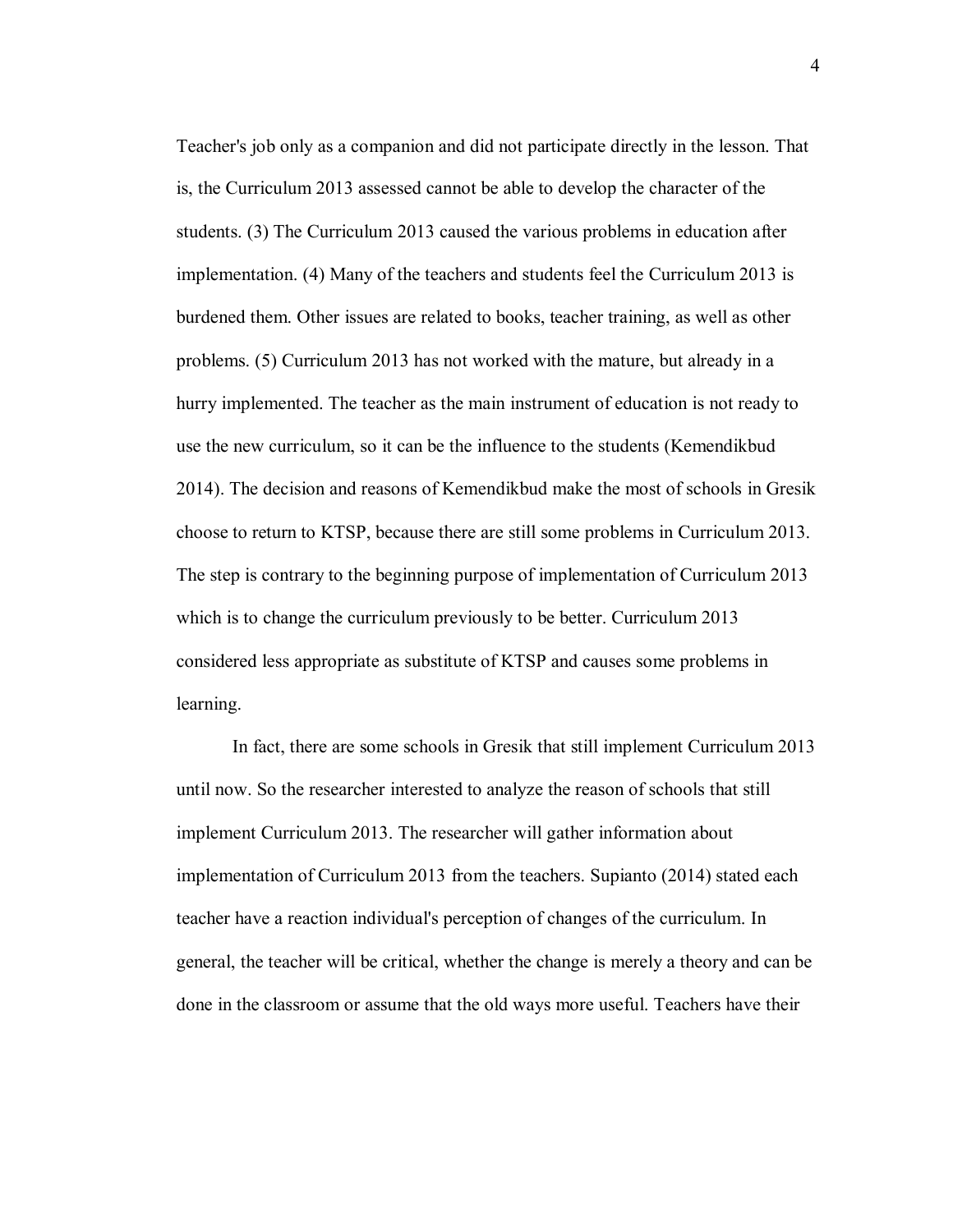Teacher's job only as a companion and did not participate directly in the lesson. That is, the Curriculum 2013 assessed cannot be able to develop the character of the students. (3) The Curriculum 2013 caused the various problems in education after implementation. (4) Many of the teachers and students feel the Curriculum 2013 is burdened them. Other issues are related to books, teacher training, as well as other problems. (5) Curriculum 2013 has not worked with the mature, but already in a hurry implemented. The teacher as the main instrument of education is not ready to use the new curriculum, so it can be the influence to the students (Kemendikbud 2014). The decision and reasons of Kemendikbud make the most of schools in Gresik choose to return to KTSP, because there are still some problems in Curriculum 2013. The step is contrary to the beginning purpose of implementation of Curriculum 2013 which is to change the curriculum previously to be better. Curriculum 2013 considered less appropriate as substitute of KTSP and causes some problems in learning.

In fact, there are some schools in Gresik that still implement Curriculum 2013 until now. So the researcher interested to analyze the reason of schools that still implement Curriculum 2013. The researcher will gather information about implementation of Curriculum 2013 from the teachers. Supianto (2014) stated each teacher have a reaction individual's perception of changes of the curriculum. In general, the teacher will be critical, whether the change is merely a theory and can be done in the classroom or assume that the old ways more useful. Teachers have their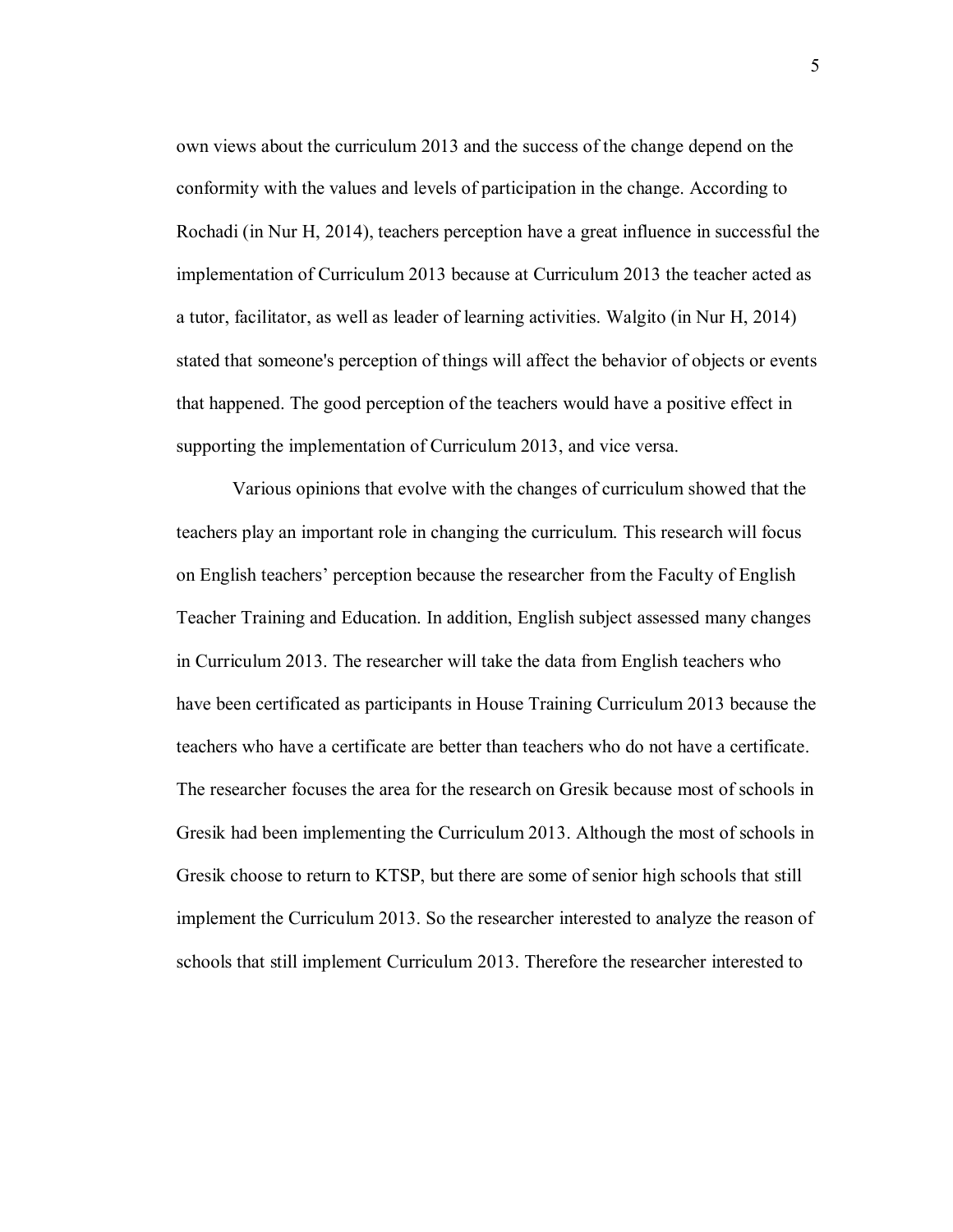own views about the curriculum 2013 and the success of the change depend on the conformity with the values and levels of participation in the change. According to Rochadi (in Nur H, 2014), teachers perception have a great influence in successful the implementation of Curriculum 2013 because at Curriculum 2013 the teacher acted as a tutor, facilitator, as well as leader of learning activities. Walgito (in Nur H, 2014) stated that someone's perception of things will affect the behavior of objects or events that happened. The good perception of the teachers would have a positive effect in supporting the implementation of Curriculum 2013, and vice versa.

Various opinions that evolve with the changes of curriculum showed that the teachers play an important role in changing the curriculum. This research will focus on English teachers' perception because the researcher from the Faculty of English Teacher Training and Education. In addition, English subject assessed many changes in Curriculum 2013. The researcher will take the data from English teachers who have been certificated as participants in House Training Curriculum 2013 because the teachers who have a certificate are better than teachers who do not have a certificate. The researcher focuses the area for the research on Gresik because most of schools in Gresik had been implementing the Curriculum 2013. Although the most of schools in Gresik choose to return to KTSP, but there are some of senior high schools that still implement the Curriculum 2013. So the researcher interested to analyze the reason of schools that still implement Curriculum 2013. Therefore the researcher interested to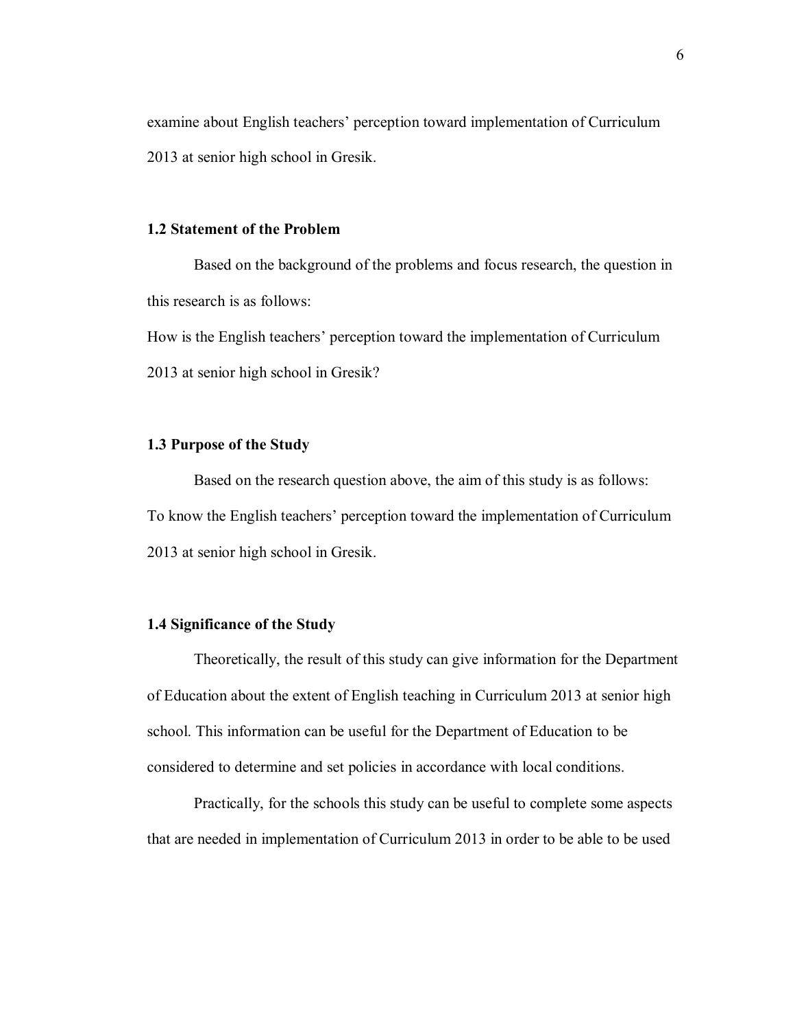examine about English teachers' perception toward implementation of Curriculum 2013 at senior high school in Gresik.

### 1.2 Statement of the Problem

Based on the background of the problems and focus research, the question in this research is as follows:

How is the English teachers' perception toward the implementation of Curriculum 2013 at senior high school in Gresik?

### 1.3 Purpose of the Study

Based on the research question above, the aim of this study is as follows:

To know the English teachers' perception toward the implementation of Curriculum 2013 at senior high school in Gresik.

### 1.4 Significance of the Study

Theoretically, the result of this study can give information for the Department of Education about the extent of English teaching in Curriculum 2013 at senior high school. This information can be useful for the Department of Education to be considered to determine and set policies in accordance with local conditions.

Practically, for the schools this study can be useful to complete some aspects that are needed in implementation of Curriculum 2013 in order to be able to be used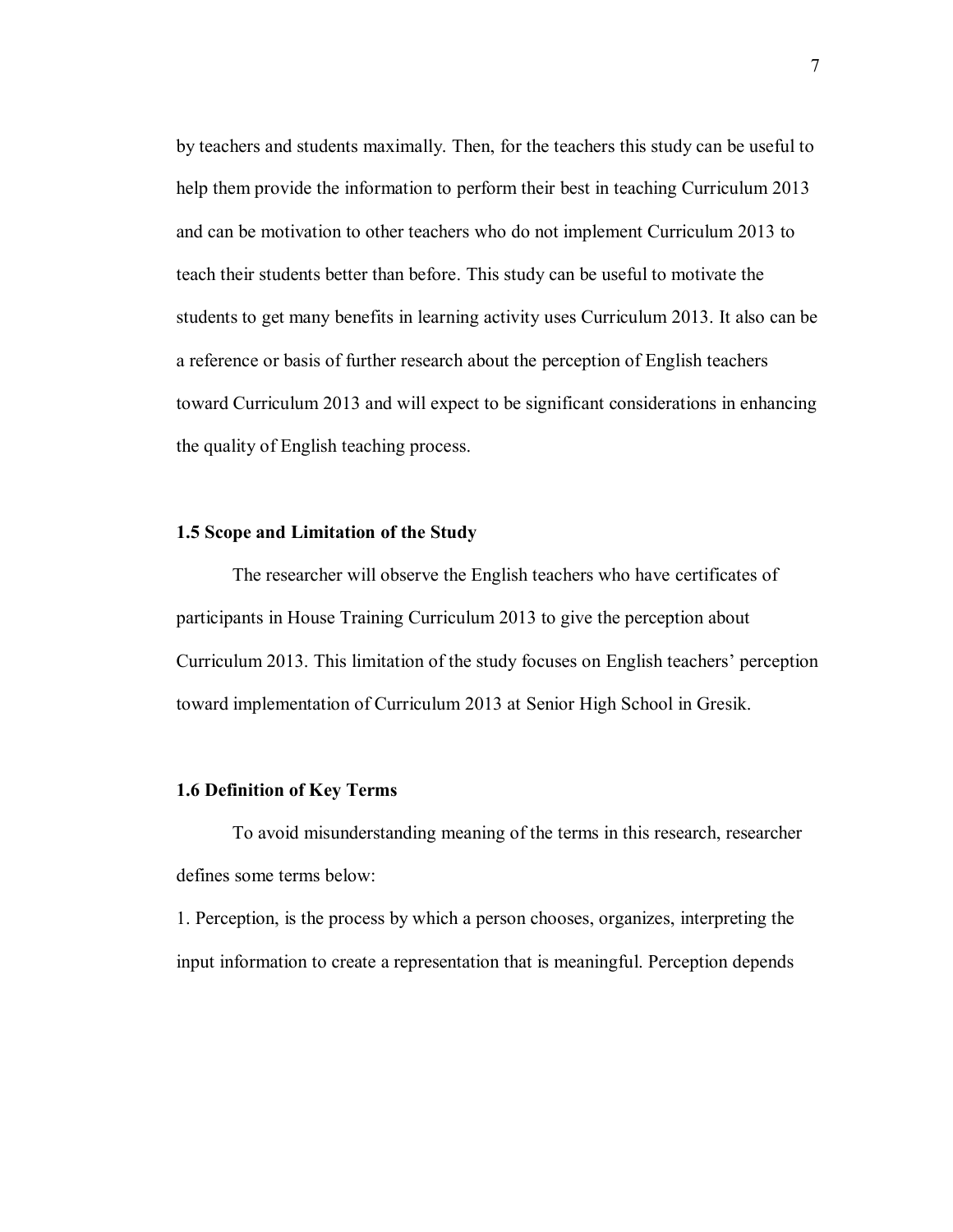by teachers and students maximally. Then, for the teachers this study can be useful to help them provide the information to perform their best in teaching Curriculum 2013 and can be motivation to other teachers who do not implement Curriculum 2013 to teach their students better than before. This study can be useful to motivate the students to get many benefits in learning activity uses Curriculum 2013. It also can be a reference or basis of further research about the perception of English teachers toward Curriculum 2013 and will expect to be significant considerations in enhancing the quality of English teaching process.

### 1.5 Scope and Limitation of the Study

The researcher will observe the English teachers who have certificates of participants in House Training Curriculum 2013 to give the perception about Curriculum 2013. This limitation of the study focuses on English teachers' perception toward implementation of Curriculum 2013 at Senior High School in Gresik.

### 1.6 Definition of Key Terms

To avoid misunderstanding meaning of the terms in this research, researcher defines some terms below:

1. Perception, is the process by which a person chooses, organizes, interpreting the input information to create a representation that is meaningful. Perception depends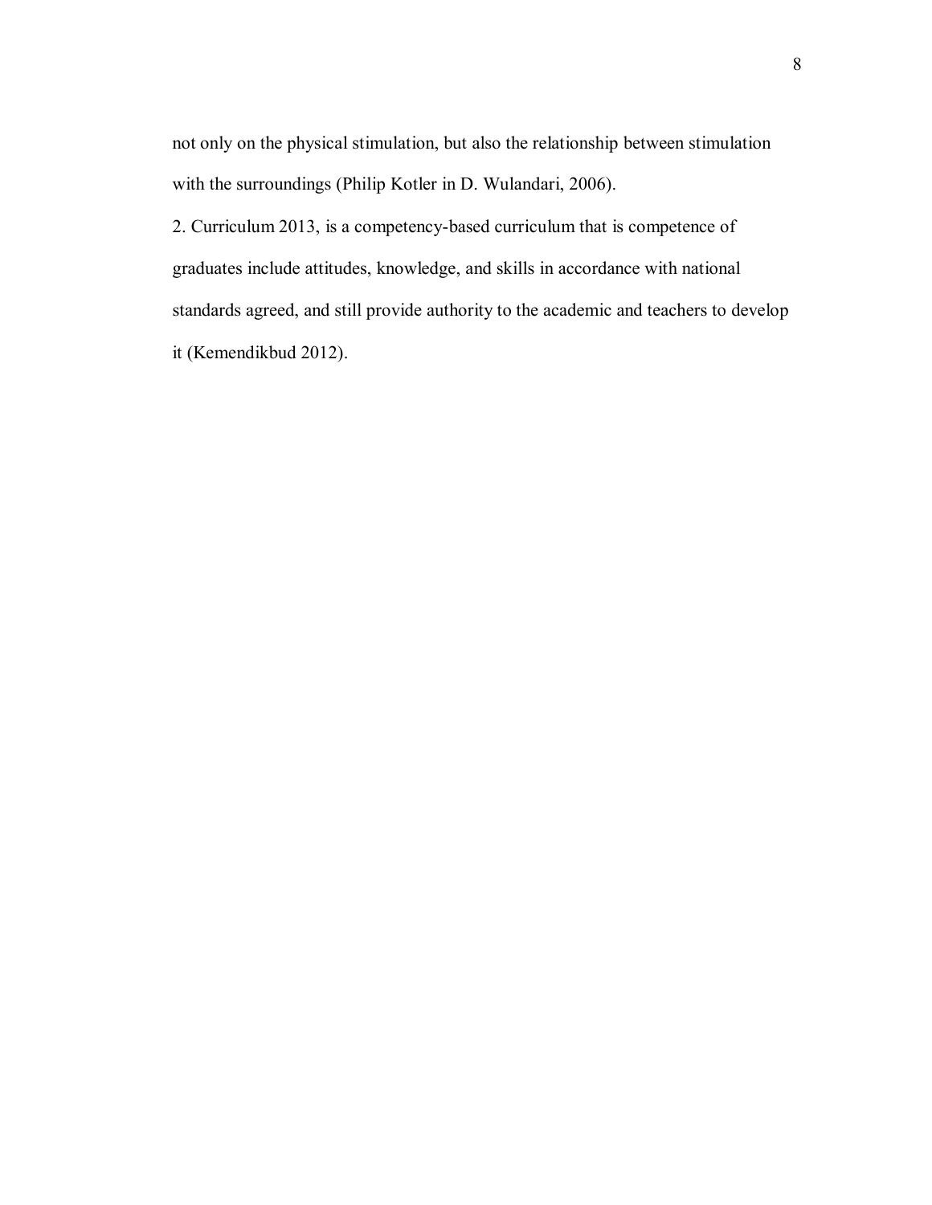not only on the physical stimulation, but also the relationship between stimulation with the surroundings (Philip Kotler in D. Wulandari, 2006).

2. Curriculum 2013, is a competency-based curriculum that is competence of graduates include attitudes, knowledge, and skills in accordance with national standards agreed, and still provide authority to the academic and teachers to develop it (Kemendikbud 2012).